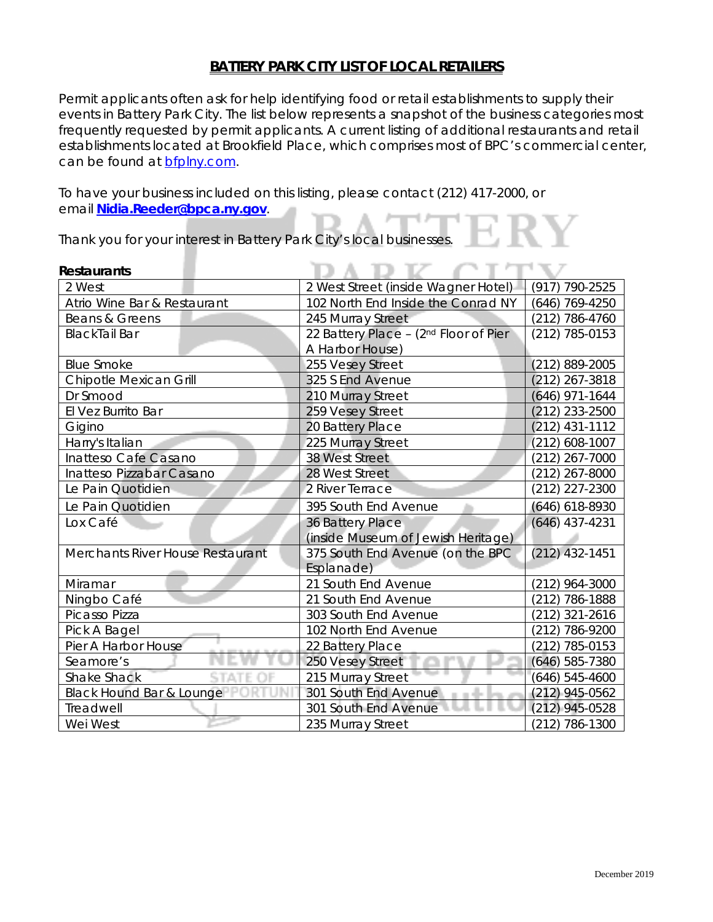# BATTERY PARK CITY LIST OF LOCAL RETAILERS

Permit applicants often ask for help identifying food or retail establishments to supply their events in Battery Park City. The list below represents a snapshot of the business categories most frequently requested by permit applicants. A current listing of additional restaurants and retail establishments located at Brookfield Place, which comprises most of BPC's commercial center, can be found at [bfplny.com](bfplny.com).

To have your business included on this listing, please contact (212) 417-2000, or email **Nidia.Reeder@bpca.ny.gov**.

Thank you for your interest in Battery Park City's local businesses.

**Restaurants**

| | | |
|---|---|---|
| 2 West | 2 West Street (inside Wagner Hotel) | (917) 790-2525 |
| Atrio Wine Bar & Restaurant | 102 North End Inside the Conrad NY | (646) 769-4250 |
| Beans & Greens | 245 Murray Street | (212) 786-4760 |
| BlackTail Bar | 22 Battery Place – (2nd Floor of Pier A Harbor House) | (212) 785-0153 |
| Blue Smoke | 255 Vesey Street | (212) 889-2005 |
| Chipotle Mexican Grill | 325 S End Avenue | (212) 267-3818 |
| Dr Smood | 210 Murray Street | (646) 971-1644 |
| El Vez Burrito Bar | 259 Vesey Street | (212) 233-2500 |
| Gigino | 20 Battery Place | (212) 431-1112 |
| Harry's Italian | 225 Murray Street | (212) 608-1007 |
| Inatteso Cafe Casano | 38 West Street | (212) 267-7000 |
| Inatteso Pizzabar Casano | 28 West Street | (212) 267-8000 |
| Le Pain Quotidien | 2 River Terrace | (212) 227-2300 |
| Le Pain Quotidien | 395 South End Avenue | (646) 618-8930 |
| Lox Café | 36 Battery Place (inside Museum of Jewish Heritage) | (646) 437-4231 |
| Merchants River House Restaurant | 375 South End Avenue (on the BPC Esplanade) | (212) 432-1451 |
| Miramar | 21 South End Avenue | (212) 964-3000 |
| Ningbo Café | 21 South End Avenue | (212) 786-1888 |
| Picasso Pizza | 303 South End Avenue | (212) 321-2616 |
| Pick A Bagel | 102 North End Avenue | (212) 786-9200 |
| Pier A Harbor House | 22 Battery Place | (212) 785-0153 |
| Seamore's | 250 Vesey Street | (646) 585-7380 |
| Shake Shack | 215 Murray Street | (646) 545-4600 |
| Black Hound Bar & Lounge | 301 South End Avenue | (212) 945-0562 |
| Treadwell | 301 South End Avenue | (212) 945-0528 |
| Wei West | 235 Murray Street | (212) 786-1300 |

December 2019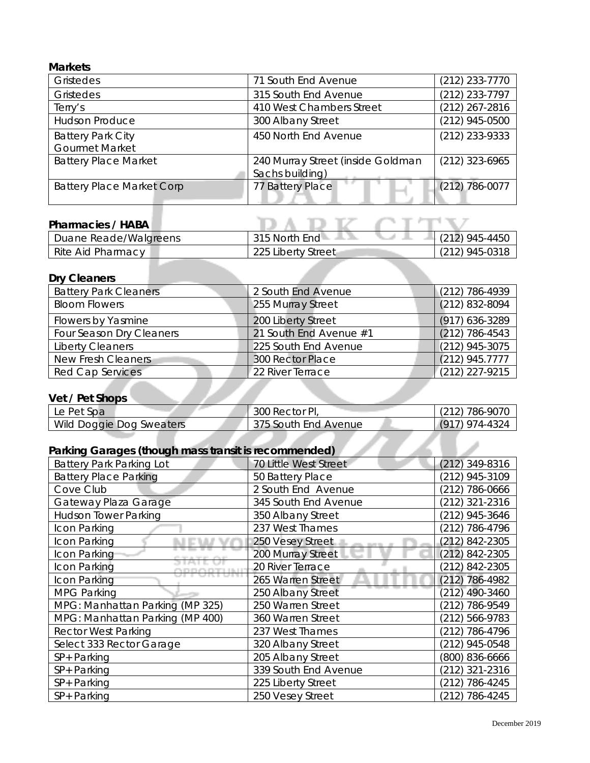**Markets**

| | | |
|---|---|---|
| Gristedes | 71 South End Avenue | (212) 233-7770 |
| Gristedes | 315 South End Avenue | (212) 233-7797 |
| Terry's | 410 West Chambers Street | (212) 267-2816 |
| Hudson Produce | 300 Albany Street | (212) 945-0500 |
| Battery Park City Gourmet Market | 450 North End Avenue | (212) 233-9333 |
| Battery Place Market | 240 Murray Street (inside Goldman Sachs building) | (212) 323-6965 |
| Battery Place Market Corp | 77 Battery Place | (212) 786-0077 |

**Pharmacies / HABA**

| | | |
|---|---|---|
| Duane Reade/Walgreens | 315 North End | (212) 945-4450 |
| Rite Aid Pharmacy | 225 Liberty Street | (212) 945-0318 |

**Dry Cleaners**

| | | |
|---|---|---|
| Battery Park Cleaners | 2 South End Avenue | (212) 786-4939 |
| Bloom Flowers | 255 Murray Street | (212) 832-8094 |
| Flowers by Yasmine | 200 Liberty Street | (917) 636-3289 |
| Four Season Dry Cleaners | 21 South End Avenue #1 | (212) 786-4543 |
| Liberty Cleaners | 225 South End Avenue | (212) 945-3075 |
| New Fresh Cleaners | 300 Rector Place | (212) 945.7777 |
| Red Cap Services | 22 River Terrace | (212) 227-9215 |

**Vet / Pet Shops**

| | | |
|---|---|---|
| Le Pet Spa | 300 Rector Pl, | (212) 786-9070 |
| Wild Doggie Dog Sweaters | 375 South End Avenue | (917) 974-4324 |

**Parking Garages (though mass transit is recommended)**

| | | |
|---|---|---|
| Battery Park Parking Lot | 70 Little West Street | (212) 349-8316 |
| Battery Place Parking | 50 Battery Place | (212) 945-3109 |
| Cove Club | 2 South End Avenue | (212) 786-0666 |
| Gateway Plaza Garage | 345 South End Avenue | (212) 321-2316 |
| Hudson Tower Parking | 350 Albany Street | (212) 945-3646 |
| Icon Parking | 237 West Thames | (212) 786-4796 |
| Icon Parking | 250 Vesey Street | (212) 842-2305 |
| Icon Parking | 200 Murray Street | (212) 842-2305 |
| Icon Parking | 20 River Terrace | (212) 842-2305 |
| Icon Parking | 265 Warren Street | (212) 786-4982 |
| MPG Parking | 250 Albany Street | (212) 490-3460 |
| MPG: Manhattan Parking (MP 325) | 250 Warren Street | (212) 786-9549 |
| MPG: Manhattan Parking (MP 400) | 360 Warren Street | (212) 566-9783 |
| Rector West Parking | 237 West Thames | (212) 786-4796 |
| Select 333 Rector Garage | 320 Albany Street | (212) 945-0548 |
| SP+ Parking | 205 Albany Street | (800) 836-6666 |
| SP+ Parking | 339 South End Avenue | (212) 321-2316 |
| SP+ Parking | 225 Liberty Street | (212) 786-4245 |
| SP+ Parking | 250 Vesey Street | (212) 786-4245 |

December 2019